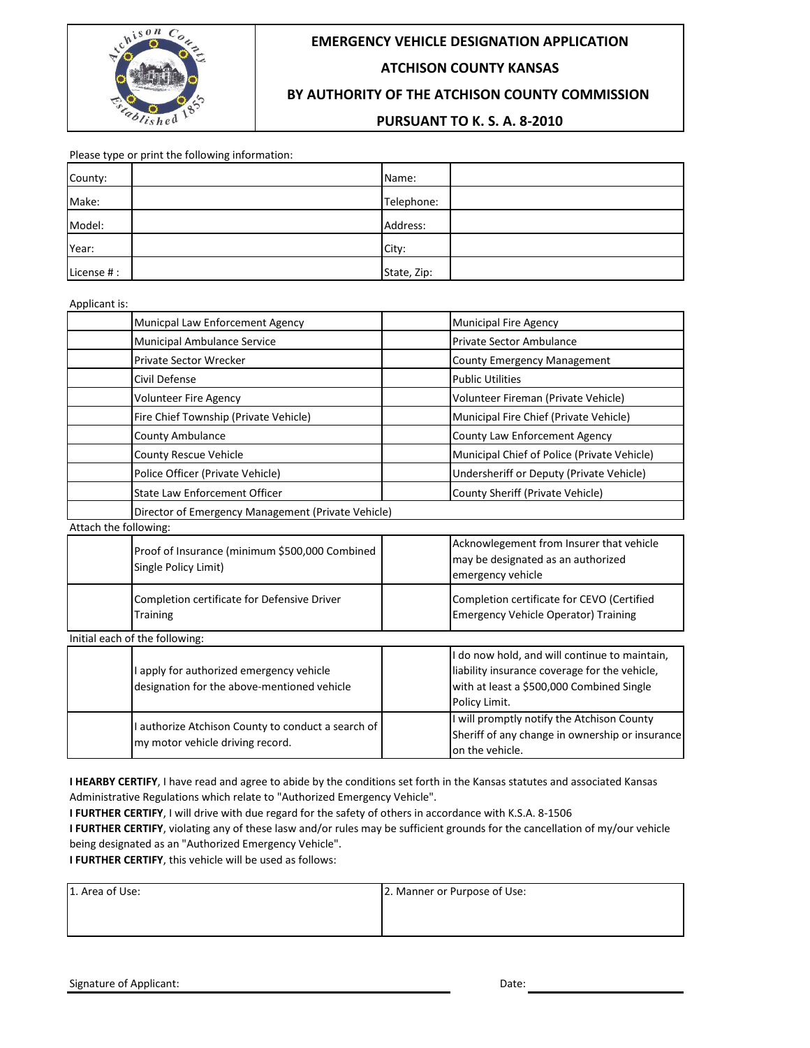# EMERGENCY VEHICLE DESIGNATION APPLICATION

## ATCHISON COUNTY KANSAS

## BY AUTHORITY OF THE ATCHISON COUNTY COMMISSION

## PURSUANT TO K. S. A. 8-2010

Please type or print the following information:

| | | | |
|---|---|---|---|
| County: | | Name: | |
| Make: | | Telephone: | |
| Model: | | Address: | |
| Year: | | City: | |
| License # : | | State, Zip: | |

Applicant is:

| | | | |
|---|---|---|---|
| | Municpal Law Enforcement Agency | | Municipal Fire Agency |
| | Municipal Ambulance Service | | Private Sector Ambulance |
| | Private Sector Wrecker | | County Emergency Management |
| | Civil Defense | | Public Utilities |
| | Volunteer Fire Agency | | Volunteer Fireman (Private Vehicle) |
| | Fire Chief Township (Private Vehicle) | | Municipal Fire Chief (Private Vehicle) |
| | County Ambulance | | County Law Enforcement Agency |
| | County Rescue Vehicle | | Municipal Chief of Police (Private Vehicle) |
| | Police Officer (Private Vehicle) | | Undersheriff or Deputy (Private Vehicle) |
| | State Law Enforcement Officer | | County Sheriff (Private Vehicle) |
| | Director of Emergency Management (Private Vehicle) | | |

Attach the following:

| | | | |
|---|---|---|---|
| | Proof of Insurance (minimum $500,000 Combined Single Policy Limit) | | Acknowlegement from Insurer that vehicle may be designated as an authorized emergency vehicle |
| | Completion certificate for Defensive Driver Training | | Completion certificate for CEVO (Certified Emergency Vehicle Operator) Training |

Initial each of the following:

| | | | |
|---|---|---|---|
| | I apply for authorized emergency vehicle designation for the above-mentioned vehicle | | I do now hold, and will continue to maintain, liability insurance coverage for the vehicle, with at least a $500,000 Combined Single Policy Limit. |
| | I authorize Atchison County to conduct a search of my motor vehicle driving record. | | I will promptly notify the Atchison County Sheriff of any change in ownership or insurance on the vehicle. |

**I HEARBY CERTIFY**, I have read and agree to abide by the conditions set forth in the Kansas statutes and associated Kansas Administrative Regulations which relate to "Authorized Emergency Vehicle".

**I FURTHER CERTIFY**, I will drive with due regard for the safety of others in accordance with K.S.A. 8-1506

**I FURTHER CERTIFY**, violating any of these lasw and/or rules may be sufficient grounds for the cancellation of my/our vehicle being designated as an "Authorized Emergency Vehicle".

**I FURTHER CERTIFY**, this vehicle will be used as follows:

| 1. Area of Use: | 2. Manner or Purpose of Use: |
|---|---|
| | |

Signature of Applicant: ______________________ Date: ______________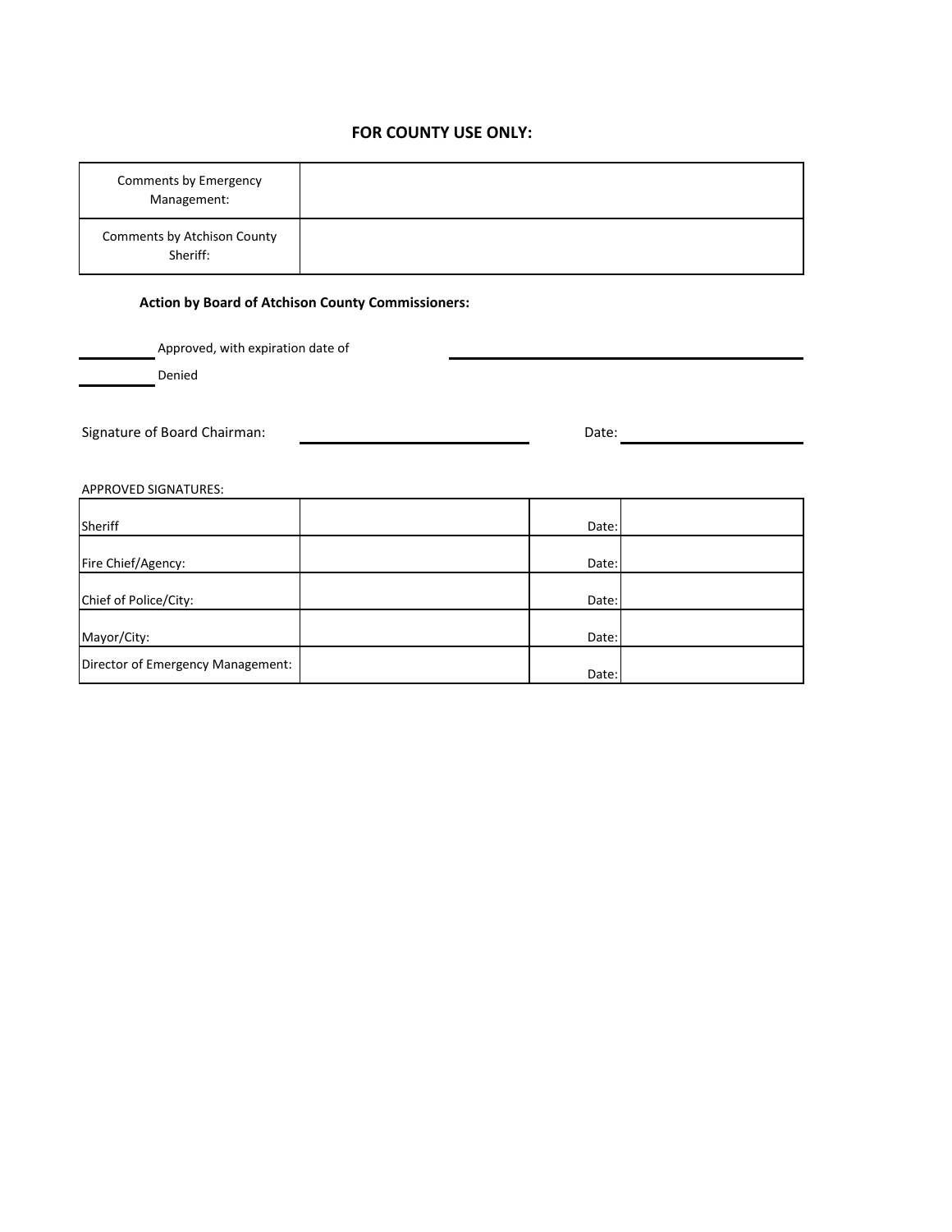## FOR COUNTY USE ONLY:

| | |
|---|---|
| Comments by Emergency Management: | |
| Comments by Atchison County Sheriff: | |

**Action by Board of Atchison County Commissioners:**

\_\_\_\_\_\_\_\_\_\_ Approved, with expiration date of \_\_\_\_\_\_\_\_\_\_\_\_\_\_\_\_\_\_\_\_\_\_\_\_\_\_\_\_\_\_

\_\_\_\_\_\_\_\_\_\_ Denied

Signature of Board Chairman: \_\_\_\_\_\_\_\_\_\_\_\_\_\_\_\_\_\_\_\_\_\_\_\_ Date: \_\_\_\_\_\_\_\_\_\_\_\_\_\_\_\_\_\_\_\_

APPROVED SIGNATURES:

| | | | |
|---|---|---|---|
| Sheriff | | Date: | |
| Fire Chief/Agency: | | Date: | |
| Chief of Police/City: | | Date: | |
| Mayor/City: | | Date: | |
| Director of Emergency Management: | | Date: | |